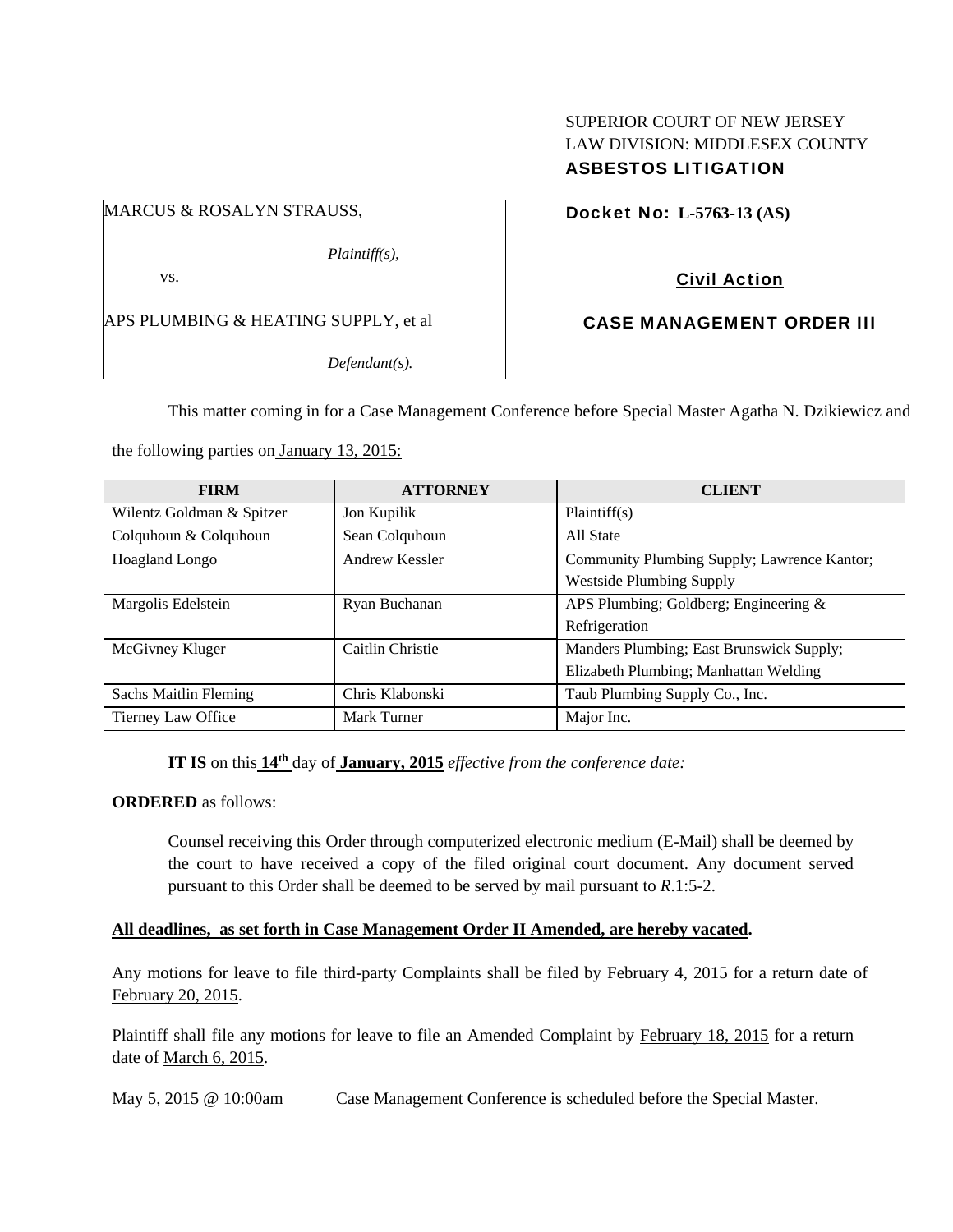SUPERIOR COURT OF NEW JERSEY
LAW DIVISION: MIDDLESEX COUNTY
**ASBESTOS LITIGATION**

| |
|---|
| MARCUS & ROSALYN STRAUSS,<br><br>*Plaintiff(s),*<br><br>vs.<br><br>APS PLUMBING & HEATING SUPPLY, et al<br><br>*Defendant(s).* |

**Docket No: L-5763-13 (AS)**

**Civil Action**

**CASE MANAGEMENT ORDER III**

This matter coming in for a Case Management Conference before Special Master Agatha N. Dzikiewicz and the following parties on January 13, 2015:

| FIRM | ATTORNEY | CLIENT |
|---|---|---|
| Wilentz Goldman & Spitzer | Jon Kupilik | Plaintiff(s) |
| Colquhoun & Colquhoun | Sean Colquhoun | All State |
| Hoagland Longo | Andrew Kessler | Community Plumbing Supply; Lawrence Kantor; Westside Plumbing Supply |
| Margolis Edelstein | Ryan Buchanan | APS Plumbing; Goldberg; Engineering & Refrigeration |
| McGivney Kluger | Caitlin Christie | Manders Plumbing; East Brunswick Supply; Elizabeth Plumbing; Manhattan Welding |
| Sachs Maitlin Fleming | Chris Klabonski | Taub Plumbing Supply Co., Inc. |
| Tierney Law Office | Mark Turner | Major Inc. |

**IT IS** on this **14th** day of **January, 2015** *effective from the conference date:*

**ORDERED** as follows:

Counsel receiving this Order through computerized electronic medium (E-Mail) shall be deemed by the court to have received a copy of the filed original court document. Any document served pursuant to this Order shall be deemed to be served by mail pursuant to *R*.1:5-2.

**All deadlines, as set forth in Case Management Order II Amended, are hereby vacated.**

Any motions for leave to file third-party Complaints shall be filed by February 4, 2015 for a return date of February 20, 2015.

Plaintiff shall file any motions for leave to file an Amended Complaint by February 18, 2015 for a return date of March 6, 2015.

May 5, 2015 @ 10:00am Case Management Conference is scheduled before the Special Master.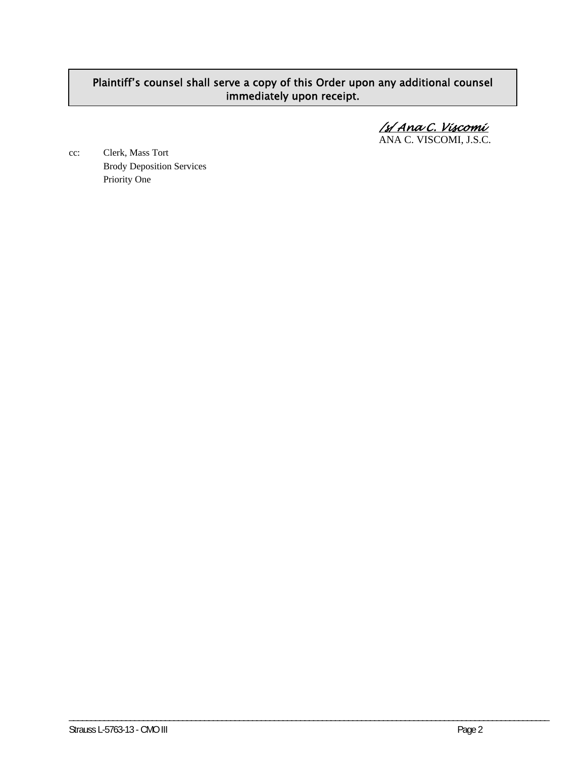**Plaintiff's counsel shall serve a copy of this Order upon any additional counsel immediately upon receipt.**

*/s/ Ana C. Viscomi*
ANA C. VISCOMI, J.S.C.

cc: Clerk, Mass Tort
Brody Deposition Services
Priority One